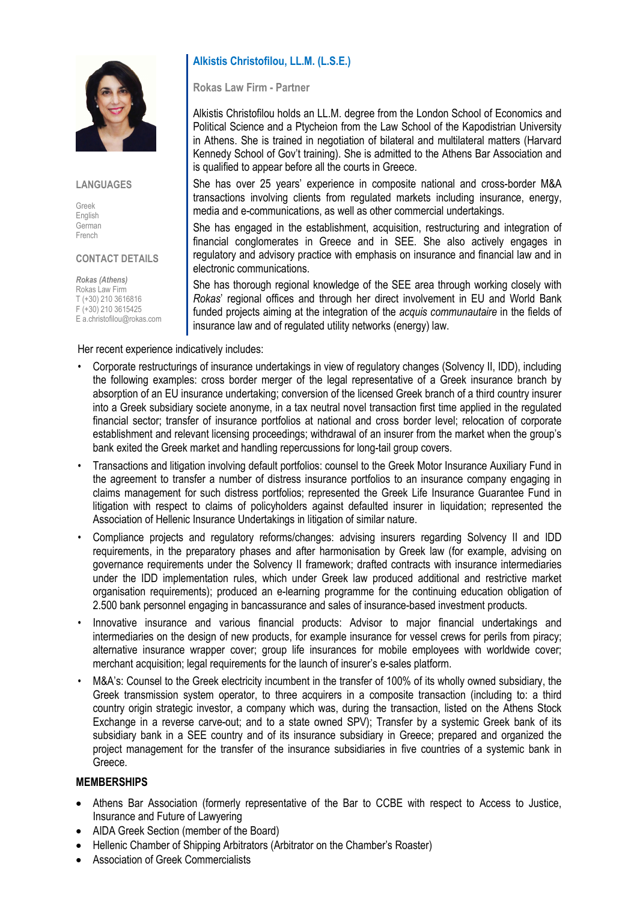## Alkistis Christofilou, LL.M. (L.S.E.)

**Rokas Law Firm - Partner**

Alkistis Christofilou holds an LL.M. degree from the London School of Economics and Political Science and a Ptycheion from the Law School of the Kapodistrian University in Athens. She is trained in negotiation of bilateral and multilateral matters (Harvard Kennedy School of Gov't training). She is admitted to the Athens Bar Association and is qualified to appear before all the courts in Greece.

She has over 25 years' experience in composite national and cross-border M&A transactions involving clients from regulated markets including insurance, energy, media and e-communications, as well as other commercial undertakings.

She has engaged in the establishment, acquisition, restructuring and integration of financial conglomerates in Greece and in SEE. She also actively engages in regulatory and advisory practice with emphasis on insurance and financial law and in electronic communications.

She has thorough regional knowledge of the SEE area through working closely with *Rokas*' regional offices and through her direct involvement in EU and World Bank funded projects aiming at the integration of the *acquis communautaire* in the fields of insurance law and of regulated utility networks (energy) law.

### LANGUAGES

Greek
English
German
French

### CONTACT DETAILS

***Rokas (Athens)***
Rokas Law Firm
T (+30) 210 3616816
F (+30) 210 3615425
E a.christofilou@rokas.com

Her recent experience indicatively includes:

- Corporate restructurings of insurance undertakings in view of regulatory changes (Solvency II, IDD), including the following examples: cross border merger of the legal representative of a Greek insurance branch by absorption of an EU insurance undertaking; conversion of the licensed Greek branch of a third country insurer into a Greek subsidiary societe anonyme, in a tax neutral novel transaction first time applied in the regulated financial sector; transfer of insurance portfolios at national and cross border level; relocation of corporate establishment and relevant licensing proceedings; withdrawal of an insurer from the market when the group's bank exited the Greek market and handling repercussions for long-tail group covers.
- Transactions and litigation involving default portfolios: counsel to the Greek Motor Insurance Auxiliary Fund in the agreement to transfer a number of distress insurance portfolios to an insurance company engaging in claims management for such distress portfolios; represented the Greek Life Insurance Guarantee Fund in litigation with respect to claims of policyholders against defaulted insurer in liquidation; represented the Association of Hellenic Insurance Undertakings in litigation of similar nature.
- Compliance projects and regulatory reforms/changes: advising insurers regarding Solvency II and IDD requirements, in the preparatory phases and after harmonisation by Greek law (for example, advising on governance requirements under the Solvency II framework; drafted contracts with insurance intermediaries under the IDD implementation rules, which under Greek law produced additional and restrictive market organisation requirements); produced an e-learning programme for the continuing education obligation of 2.500 bank personnel engaging in bancassurance and sales of insurance-based investment products.
- Innovative insurance and various financial products: Advisor to major financial undertakings and intermediaries on the design of new products, for example insurance for vessel crews for perils from piracy; alternative insurance wrapper cover; group life insurances for mobile employees with worldwide cover; merchant acquisition; legal requirements for the launch of insurer's e-sales platform.
- M&A's: Counsel to the Greek electricity incumbent in the transfer of 100% of its wholly owned subsidiary, the Greek transmission system operator, to three acquirers in a composite transaction (including to: a third country origin strategic investor, a company which was, during the transaction, listed on the Athens Stock Exchange in a reverse carve-out; and to a state owned SPV); Transfer by a systemic Greek bank of its subsidiary bank in a SEE country and of its insurance subsidiary in Greece; prepared and organized the project management for the transfer of the insurance subsidiaries in five countries of a systemic bank in Greece.

### MEMBERSHIPS

- Athens Bar Association (formerly representative of the Bar to CCBE with respect to Access to Justice, Insurance and Future of Lawyering
- AIDA Greek Section (member of the Board)
- Hellenic Chamber of Shipping Arbitrators (Arbitrator on the Chamber's Roaster)
- Association of Greek Commercialists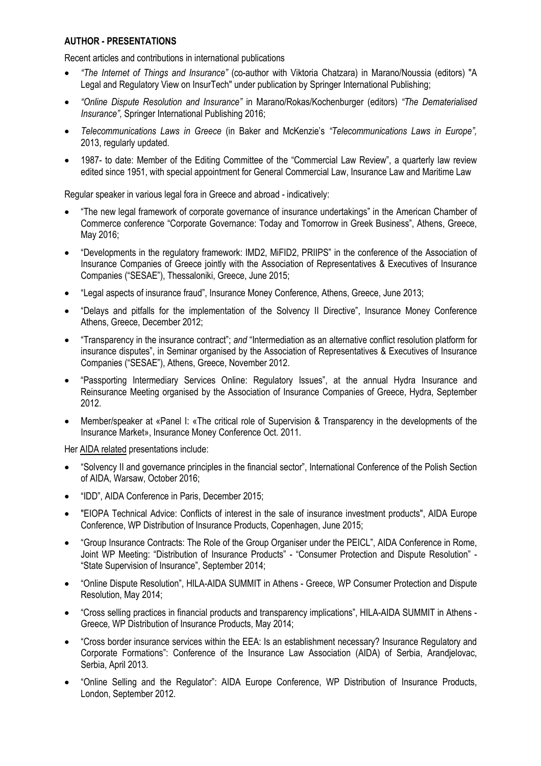**AUTHOR - PRESENTATIONS**

Recent articles and contributions in international publications

- *"The Internet of Things and Insurance"* (co-author with Viktoria Chatzara) in Marano/Noussia (editors) "A Legal and Regulatory View on InsurTech" under publication by Springer International Publishing;
- *"Online Dispute Resolution and Insurance"* in Marano/Rokas/Kochenburger (editors) *"The Dematerialised Insurance",* Springer International Publishing 2016;
- *Telecommunications Laws in Greece* (in Baker and McKenzie's *"Telecommunications Laws in Europe",* 2013, regularly updated.
- 1987- to date: Member of the Editing Committee of the "Commercial Law Review", a quarterly law review edited since 1951, with special appointment for General Commercial Law, Insurance Law and Maritime Law

Regular speaker in various legal fora in Greece and abroad - indicatively:

- "The new legal framework of corporate governance of insurance undertakings" in the American Chamber of Commerce conference "Corporate Governance: Today and Tomorrow in Greek Business", Athens, Greece, May 2016;
- "Developments in the regulatory framework: IMD2, MiFID2, PRIIPS" in the conference of the Association of Insurance Companies of Greece jointly with the Association of Representatives & Executives of Insurance Companies ("SESAE"), Thessaloniki, Greece, June 2015;
- "Legal aspects of insurance fraud", Insurance Money Conference, Athens, Greece, June 2013;
- "Delays and pitfalls for the implementation of the Solvency II Directive", Insurance Money Conference Athens, Greece, December 2012;
- "Transparency in the insurance contract"; *and* "Intermediation as an alternative conflict resolution platform for insurance disputes", in Seminar organised by the Association of Representatives & Executives of Insurance Companies ("SESAE"), Athens, Greece, November 2012.
- "Passporting Intermediary Services Online: Regulatory Issues", at the annual Hydra Insurance and Reinsurance Meeting organised by the Association of Insurance Companies of Greece, Hydra, September 2012.
- Member/speaker at «Panel I: «The critical role of Supervision & Transparency in the developments of the Insurance Market», Insurance Money Conference Oct. 2011.

Her AIDA related presentations include:

- "Solvency II and governance principles in the financial sector", International Conference of the Polish Section of AIDA, Warsaw, October 2016;
- "IDD", AIDA Conference in Paris, December 2015;
- "EIOPA Technical Advice: Conflicts of interest in the sale of insurance investment products", AIDA Europe Conference, WP Distribution of Insurance Products, Copenhagen, June 2015;
- "Group Insurance Contracts: The Role of the Group Organiser under the PEICL", AIDA Conference in Rome, Joint WP Meeting: "Distribution of Insurance Products" - "Consumer Protection and Dispute Resolution" - "State Supervision of Insurance", September 2014;
- "Online Dispute Resolution", HILA-AIDA SUMMIT in Athens - Greece, WP Consumer Protection and Dispute Resolution, May 2014;
- "Cross selling practices in financial products and transparency implications", HILA-AIDA SUMMIT in Athens - Greece, WP Distribution of Insurance Products, May 2014;
- "Cross border insurance services within the EEA: Is an establishment necessary? Insurance Regulatory and Corporate Formations": Conference of the Insurance Law Association (AIDA) of Serbia, Arandjelovac, Serbia, April 2013.
- "Online Selling and the Regulator": AIDA Europe Conference, WP Distribution of Insurance Products, London, September 2012.